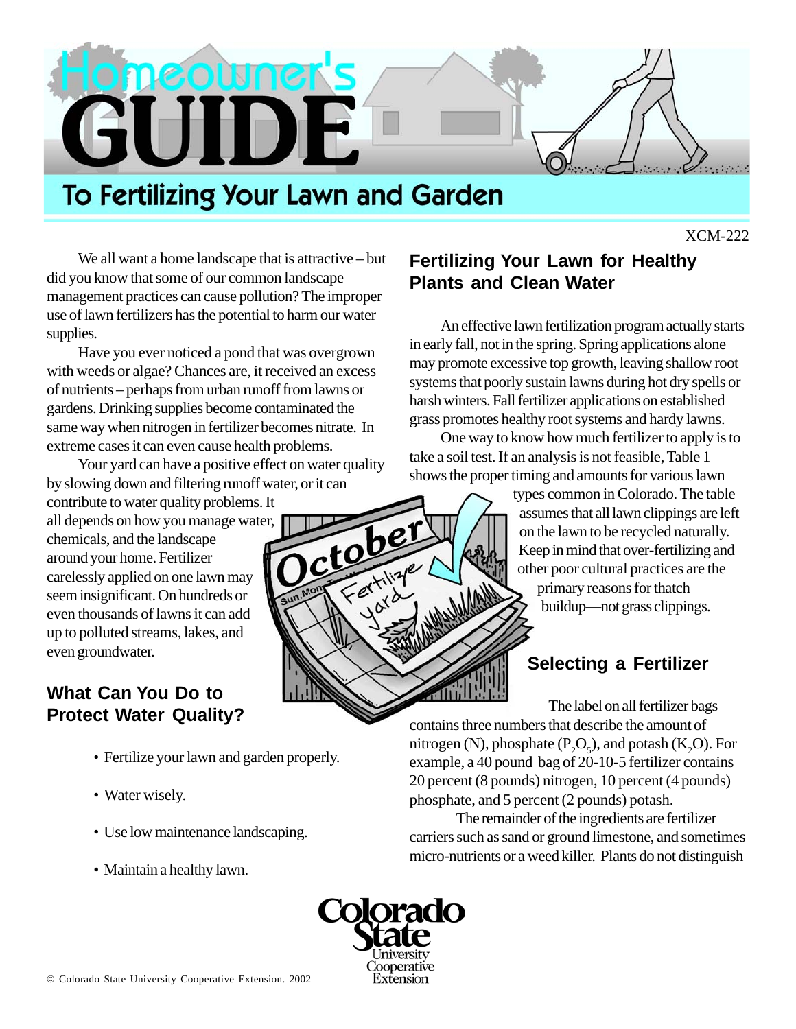# Homeowner's GUIDE

## To Fertilizing Your Lawn and Garden

XCM-222

We all want a home landscape that is attractive – but did you know that some of our common landscape management practices can cause pollution? The improper use of lawn fertilizers has the potential to harm our water supplies.

Have you ever noticed a pond that was overgrown with weeds or algae? Chances are, it received an excess of nutrients – perhaps from urban runoff from lawns or gardens. Drinking supplies become contaminated the same way when nitrogen in fertilizer becomes nitrate. In extreme cases it can even cause health problems.

Your yard can have a positive effect on water quality by slowing down and filtering runoff water, or it can contribute to water quality problems. It all depends on how you manage water, chemicals, and the landscape around your home. Fertilizer carelessly applied on one lawn may seem insignificant. On hundreds or even thousands of lawns it can add up to polluted streams, lakes, and even groundwater.

### What Can You Do to Protect Water Quality?

- Fertilize your lawn and garden properly.
- Water wisely.
- Use low maintenance landscaping.
- Maintain a healthy lawn.

### Fertilizing Your Lawn for Healthy Plants and Clean Water

An effective lawn fertilization program actually starts in early fall, not in the spring. Spring applications alone may promote excessive top growth, leaving shallow root systems that poorly sustain lawns during hot dry spells or harsh winters. Fall fertilizer applications on established grass promotes healthy root systems and hardy lawns.

One way to know how much fertilizer to apply is to take a soil test. If an analysis is not feasible, Table 1 shows the proper timing and amounts for various lawn types common in Colorado. The table assumes that all lawn clippings are left on the lawn to be recycled naturally. Keep in mind that over-fertilizing and other poor cultural practices are the primary reasons for thatch buildup—not grass clippings.

### Selecting a Fertilizer

The label on all fertilizer bags contains three numbers that describe the amount of nitrogen (N), phosphate ($P_2O_5$), and potash ($K_2O$). For example, a 40 pound bag of 20-10-5 fertilizer contains 20 percent (8 pounds) nitrogen, 10 percent (4 pounds) phosphate, and 5 percent (2 pounds) potash.

The remainder of the ingredients are fertilizer carriers such as sand or ground limestone, and sometimes micro-nutrients or a weed killer. Plants do not distinguish

© Colorado State University Cooperative Extension. 2002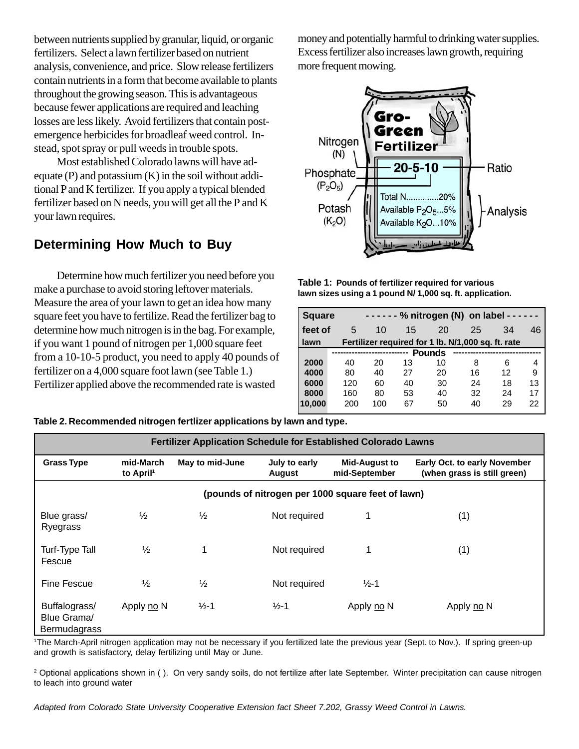between nutrients supplied by granular, liquid, or organic fertilizers. Select a lawn fertilizer based on nutrient analysis, convenience, and price. Slow release fertilizers contain nutrients in a form that become available to plants throughout the growing season. This is advantageous because fewer applications are required and leaching losses are less likely. Avoid fertilizers that contain post-emergence herbicides for broadleaf weed control. Instead, spot spray or pull weeds in trouble spots.

Most established Colorado lawns will have adequate (P) and potassium (K) in the soil without additional P and K fertilizer. If you apply a typical blended fertilizer based on N needs, you will get all the P and K your lawn requires.

## Determining How Much to Buy

Determine how much fertilizer you need before you make a purchase to avoid storing leftover materials. Measure the area of your lawn to get an idea how many square feet you have to fertilize. Read the fertilizer bag to determine how much nitrogen is in the bag. For example, if you want 1 pound of nitrogen per 1,000 square feet from a 10-10-5 product, you need to apply 40 pounds of fertilizer on a 4,000 square foot lawn (see Table 1.) Fertilizer applied above the recommended rate is wasted money and potentially harmful to drinking water supplies. Excess fertilizer also increases lawn growth, requiring more frequent mowing.

Gro-Green Fertilizer

Nitrogen (N) | Phosphate ($P_2O_5$) | Potash ($K_2O$)

20-5-10 — Ratio

Total N..............20%
Available $P_2O_5$...5%
Available $K_2O$...10%
— Analysis

**Table 1: Pounds of fertilizer required for various lawn sizes using a 1 pound N/ 1,000 sq. ft. application.**

| Square feet of lawn | ------ % nitrogen (N) on label ------ | | | | | | |
|---|---|---|---|---|---|---|---|
| | 5 | 10 | 15 | 20 | 25 | 34 | 46 |
| | Fertilizer required for 1 lb. N/1,000 sq. ft. rate | | | | | | |
| | Pounds | | | | | | |
| **2000** | 40 | 20 | 13 | 10 | 8 | 6 | 4 |
| **4000** | 80 | 40 | 27 | 20 | 16 | 12 | 9 |
| **6000** | 120 | 60 | 40 | 30 | 24 | 18 | 13 |
| **8000** | 160 | 80 | 53 | 40 | 32 | 24 | 17 |
| **10,000** | 200 | 100 | 67 | 50 | 40 | 29 | 22 |

**Table 2. Recommended nitrogen fertlizer applications by lawn and type.**

**Fertilizer Application Schedule for Established Colorado Lawns**

| Grass Type | mid-March to April[1] | May to mid-June | July to early August | Mid-August to mid-September | Early Oct. to early November (when grass is still green) |
|---|---|---|---|---|---|
| | (pounds of nitrogen per 1000 square feet of lawn) | | | | |
| Blue grass/ Ryegrass | ½ | ½ | Not required | 1 | (1) |
| Turf-Type Tall Fescue | ½ | 1 | Not required | 1 | (1) |
| Fine Fescue | ½ | ½ | Not required | ½-1 | |
| Buffalograss/ Blue Grama/ Bermudagrass | Apply no N | ½-1 | ½-1 | Apply no N | Apply no N |

[1]The March-April nitrogen application may not be necessary if you fertilized late the previous year (Sept. to Nov.). If spring green-up and growth is satisfactory, delay fertilizing until May or June.

[2] Optional applications shown in ( ). On very sandy soils, do not fertilize after late September. Winter precipitation can cause nitrogen to leach into ground water

*Adapted from Colorado State University Cooperative Extension fact Sheet 7.202, Grassy Weed Control in Lawns.*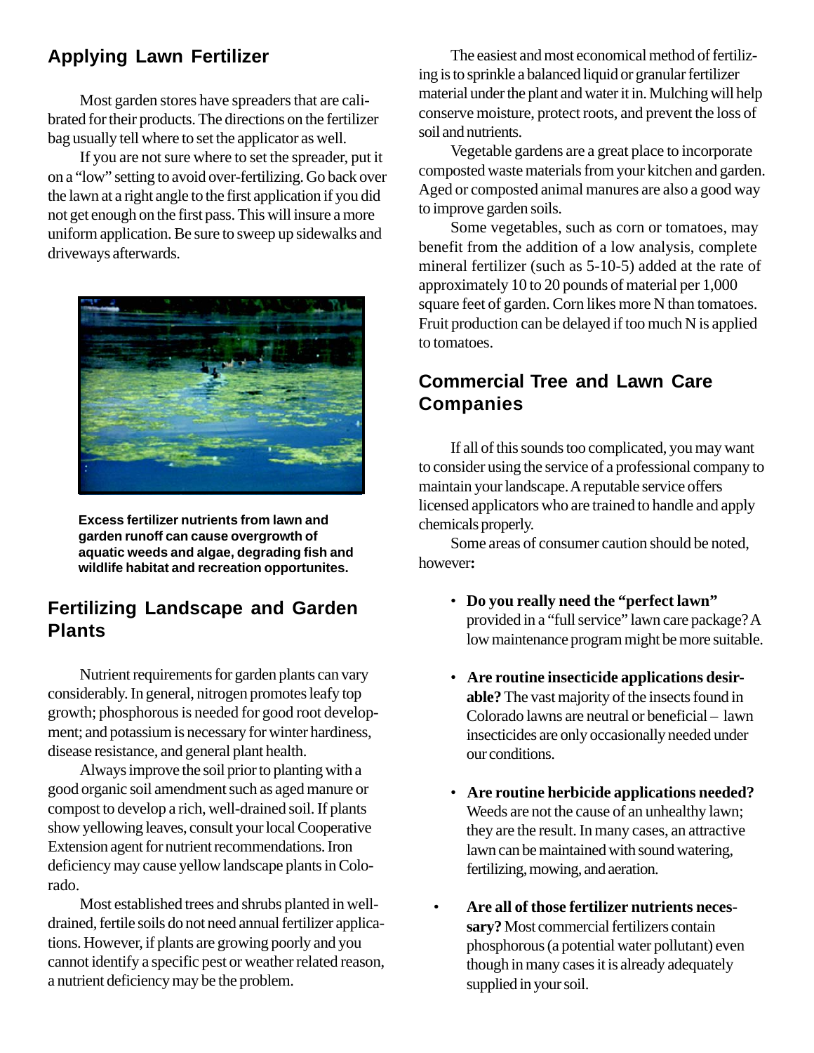## Applying Lawn Fertilizer

Most garden stores have spreaders that are calibrated for their products. The directions on the fertilizer bag usually tell where to set the applicator as well.

If you are not sure where to set the spreader, put it on a "low" setting to avoid over-fertilizing. Go back over the lawn at a right angle to the first application if you did not get enough on the first pass. This will insure a more uniform application. Be sure to sweep up sidewalks and driveways afterwards.

**Excess fertilizer nutrients from lawn and garden runoff can cause overgrowth of aquatic weeds and algae, degrading fish and wildlife habitat and recreation opportunites.**

## Fertilizing Landscape and Garden Plants

Nutrient requirements for garden plants can vary considerably. In general, nitrogen promotes leafy top growth; phosphorous is needed for good root development; and potassium is necessary for winter hardiness, disease resistance, and general plant health.

Always improve the soil prior to planting with a good organic soil amendment such as aged manure or compost to develop a rich, well-drained soil. If plants show yellowing leaves, consult your local Cooperative Extension agent for nutrient recommendations. Iron deficiency may cause yellow landscape plants in Colorado.

Most established trees and shrubs planted in well-drained, fertile soils do not need annual fertilizer applications. However, if plants are growing poorly and you cannot identify a specific pest or weather related reason, a nutrient deficiency may be the problem.

The easiest and most economical method of fertilizing is to sprinkle a balanced liquid or granular fertilizer material under the plant and water it in. Mulching will help conserve moisture, protect roots, and prevent the loss of soil and nutrients.

Vegetable gardens are a great place to incorporate composted waste materials from your kitchen and garden. Aged or composted animal manures are also a good way to improve garden soils.

Some vegetables, such as corn or tomatoes, may benefit from the addition of a low analysis, complete mineral fertilizer (such as 5-10-5) added at the rate of approximately 10 to 20 pounds of material per 1,000 square feet of garden. Corn likes more N than tomatoes. Fruit production can be delayed if too much N is applied to tomatoes.

## Commercial Tree and Lawn Care Companies

If all of this sounds too complicated, you may want to consider using the service of a professional company to maintain your landscape. A reputable service offers licensed applicators who are trained to handle and apply chemicals properly.

Some areas of consumer caution should be noted, however**:**

- **Do you really need the "perfect lawn"** provided in a "full service" lawn care package? A low maintenance program might be more suitable.
- **Are routine insecticide applications desirable?** The vast majority of the insects found in Colorado lawns are neutral or beneficial – lawn insecticides are only occasionally needed under our conditions.
- **Are routine herbicide applications needed?** Weeds are not the cause of an unhealthy lawn; they are the result. In many cases, an attractive lawn can be maintained with sound watering, fertilizing, mowing, and aeration.
- **Are all of those fertilizer nutrients necessary?** Most commercial fertilizers contain phosphorous (a potential water pollutant) even though in many cases it is already adequately supplied in your soil.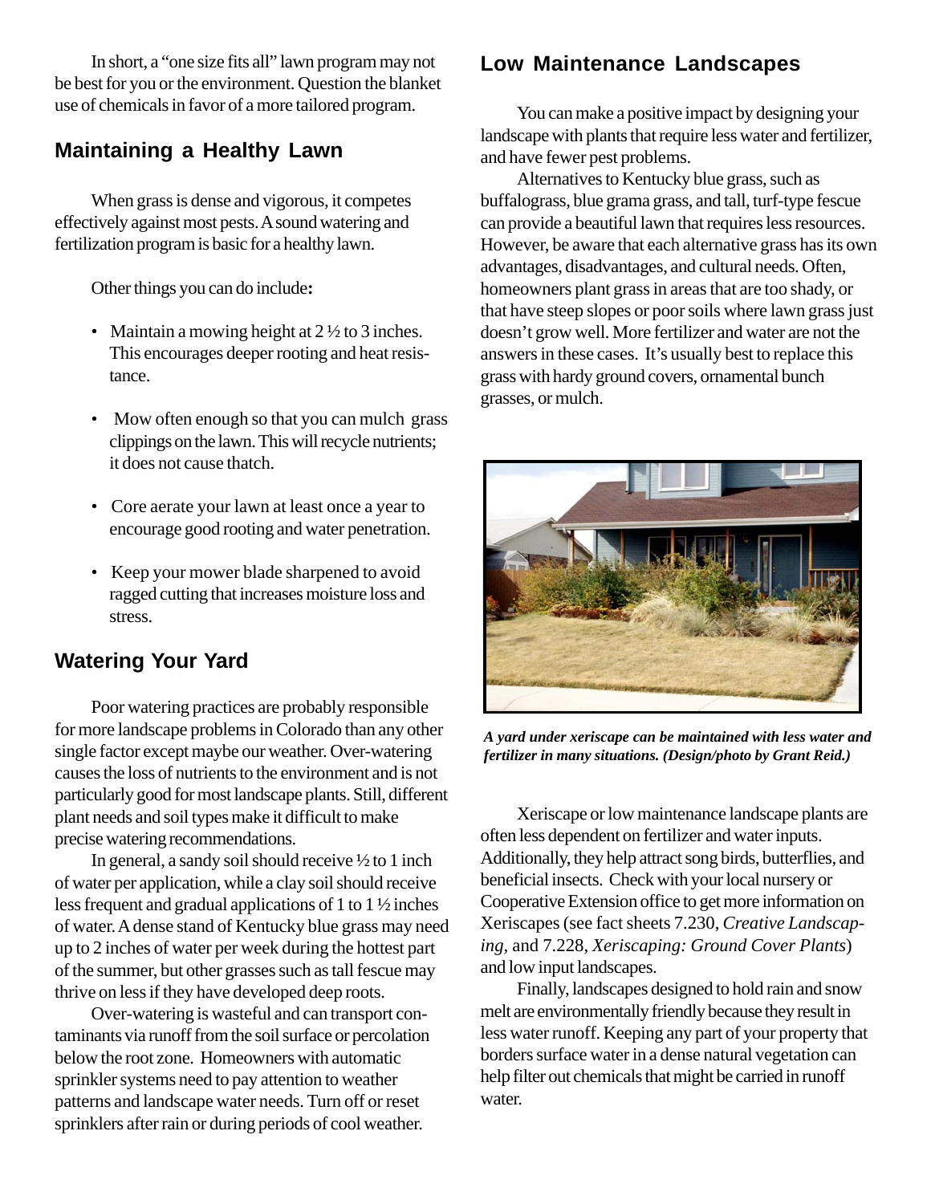In short, a "one size fits all" lawn program may not be best for you or the environment. Question the blanket use of chemicals in favor of a more tailored program.

## Maintaining a Healthy Lawn

When grass is dense and vigorous, it competes effectively against most pests. A sound watering and fertilization program is basic for a healthy lawn.

Other things you can do include**:**

- Maintain a mowing height at 2 ½ to 3 inches. This encourages deeper rooting and heat resistance.
- Mow often enough so that you can mulch grass clippings on the lawn. This will recycle nutrients; it does not cause thatch.
- Core aerate your lawn at least once a year to encourage good rooting and water penetration.
- Keep your mower blade sharpened to avoid ragged cutting that increases moisture loss and stress.

## Watering Your Yard

Poor watering practices are probably responsible for more landscape problems in Colorado than any other single factor except maybe our weather. Over-watering causes the loss of nutrients to the environment and is not particularly good for most landscape plants. Still, different plant needs and soil types make it difficult to make precise watering recommendations.

In general, a sandy soil should receive ½ to 1 inch of water per application, while a clay soil should receive less frequent and gradual applications of 1 to 1 ½ inches of water. A dense stand of Kentucky blue grass may need up to 2 inches of water per week during the hottest part of the summer, but other grasses such as tall fescue may thrive on less if they have developed deep roots.

Over-watering is wasteful and can transport contaminants via runoff from the soil surface or percolation below the root zone. Homeowners with automatic sprinkler systems need to pay attention to weather patterns and landscape water needs. Turn off or reset sprinklers after rain or during periods of cool weather.

## Low Maintenance Landscapes

You can make a positive impact by designing your landscape with plants that require less water and fertilizer, and have fewer pest problems.

Alternatives to Kentucky blue grass, such as buffalograss, blue grama grass, and tall, turf-type fescue can provide a beautiful lawn that requires less resources. However, be aware that each alternative grass has its own advantages, disadvantages, and cultural needs. Often, homeowners plant grass in areas that are too shady, or that have steep slopes or poor soils where lawn grass just doesn't grow well. More fertilizer and water are not the answers in these cases. It's usually best to replace this grass with hardy ground covers, ornamental bunch grasses, or mulch.

***A yard under xeriscape can be maintained with less water and fertilizer in many situations. (Design/photo by Grant Reid.)***

Xeriscape or low maintenance landscape plants are often less dependent on fertilizer and water inputs. Additionally, they help attract song birds, butterflies, and beneficial insects. Check with your local nursery or Cooperative Extension office to get more information on Xeriscapes (see fact sheets 7.230, *Creative Landscaping,* and 7.228, *Xeriscaping: Ground Cover Plants*) and low input landscapes.

Finally, landscapes designed to hold rain and snow melt are environmentally friendly because they result in less water runoff. Keeping any part of your property that borders surface water in a dense natural vegetation can help filter out chemicals that might be carried in runoff water.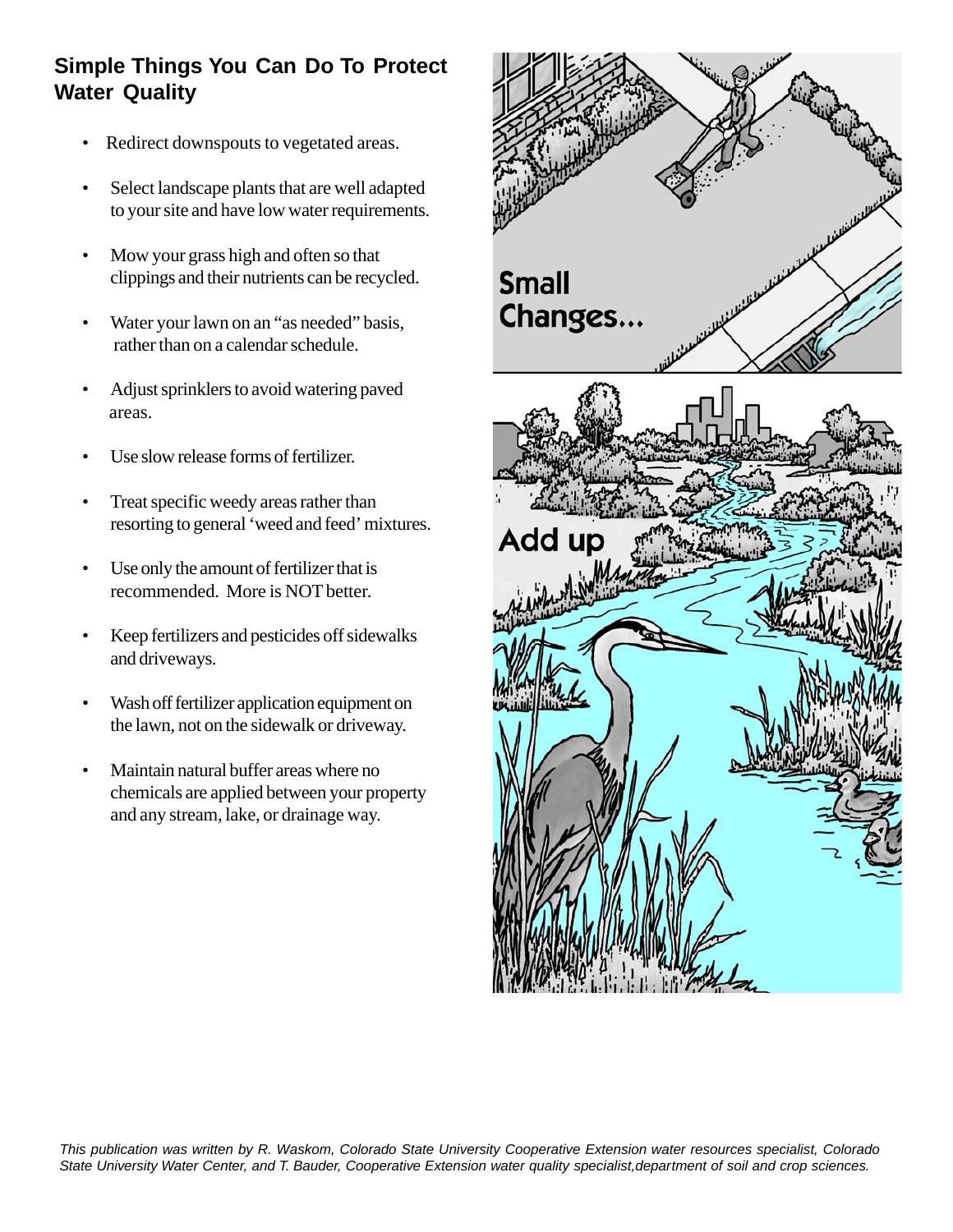## Simple Things You Can Do To Protect Water Quality

- Redirect downspouts to vegetated areas.
- Select landscape plants that are well adapted to your site and have low water requirements.
- Mow your grass high and often so that clippings and their nutrients can be recycled.
- Water your lawn on an "as needed" basis, rather than on a calendar schedule.
- Adjust sprinklers to avoid watering paved areas.
- Use slow release forms of fertilizer.
- Treat specific weedy areas rather than resorting to general 'weed and feed' mixtures.
- Use only the amount of fertilizer that is recommended. More is NOT better.
- Keep fertilizers and pesticides off sidewalks and driveways.
- Wash off fertilizer application equipment on the lawn, not on the sidewalk or driveway.
- Maintain natural buffer areas where no chemicals are applied between your property and any stream, lake, or drainage way.

Small Changes...

Add up

*This publication was written by R. Waskom, Colorado State University Cooperative Extension water resources specialist, Colorado State University Water Center, and T. Bauder, Cooperative Extension water quality specialist,department of soil and crop sciences.*